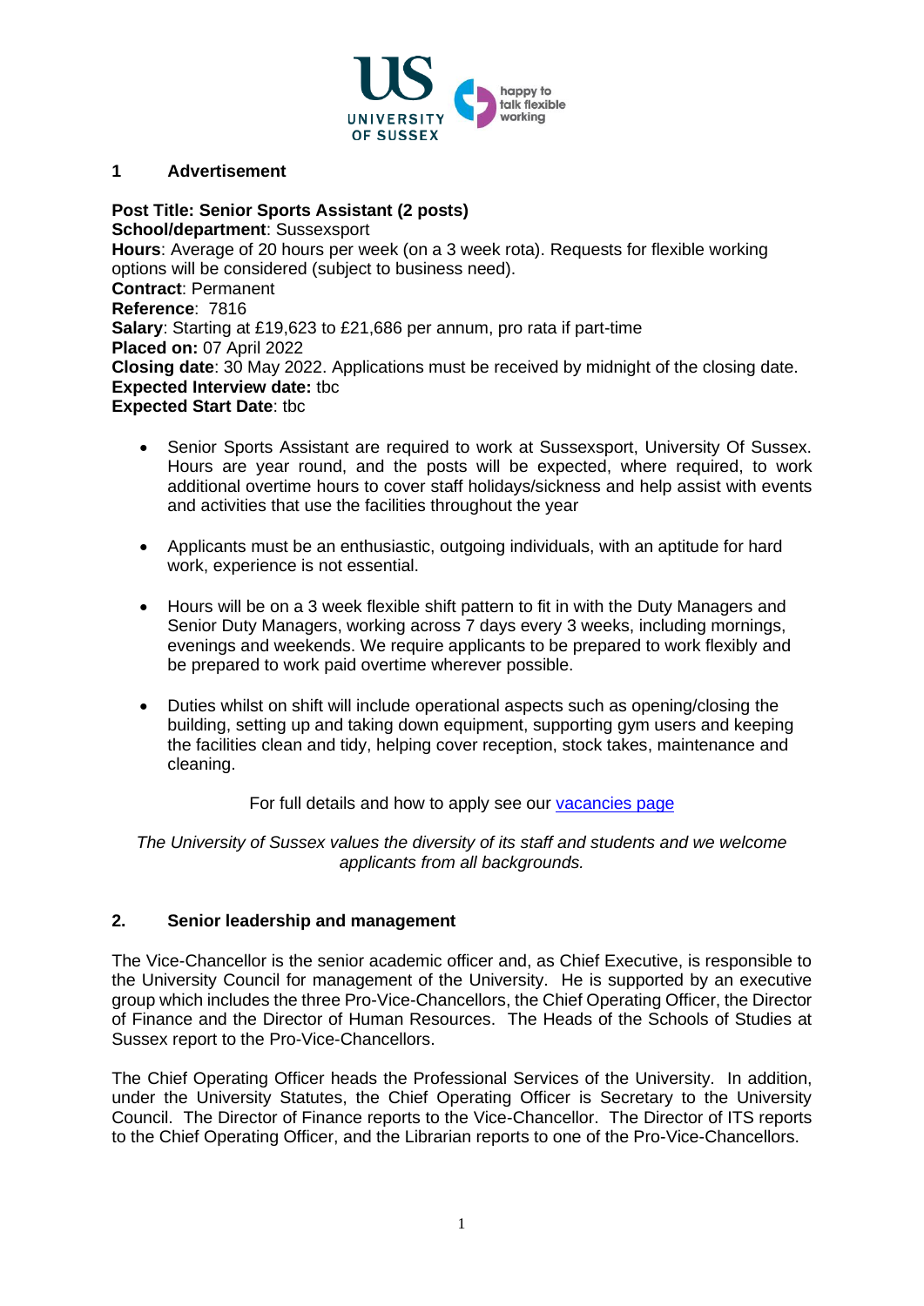## 1 Advertisement

**Post Title: Senior Sports Assistant (2 posts)**
**School/department**: Sussexsport
**Hours**: Average of 20 hours per week (on a 3 week rota). Requests for flexible working options will be considered (subject to business need).
**Contract**: Permanent
**Reference**: 7816
**Salary**: Starting at £19,623 to £21,686 per annum, pro rata if part-time
**Placed on:** 07 April 2022
**Closing date**: 30 May 2022. Applications must be received by midnight of the closing date.
**Expected Interview date:** tbc
**Expected Start Date**: tbc

- Senior Sports Assistant are required to work at Sussexsport, University Of Sussex. Hours are year round, and the posts will be expected, where required, to work additional overtime hours to cover staff holidays/sickness and help assist with events and activities that use the facilities throughout the year

- Applicants must be an enthusiastic, outgoing individuals, with an aptitude for hard work, experience is not essential.

- Hours will be on a 3 week flexible shift pattern to fit in with the Duty Managers and Senior Duty Managers, working across 7 days every 3 weeks, including mornings, evenings and weekends. We require applicants to be prepared to work flexibly and be prepared to work paid overtime wherever possible.

- Duties whilst on shift will include operational aspects such as opening/closing the building, setting up and taking down equipment, supporting gym users and keeping the facilities clean and tidy, helping cover reception, stock takes, maintenance and cleaning.

For full details and how to apply see our vacancies page

*The University of Sussex values the diversity of its staff and students and we welcome applicants from all backgrounds.*

## 2. Senior leadership and management

The Vice-Chancellor is the senior academic officer and, as Chief Executive, is responsible to the University Council for management of the University. He is supported by an executive group which includes the three Pro-Vice-Chancellors, the Chief Operating Officer, the Director of Finance and the Director of Human Resources. The Heads of the Schools of Studies at Sussex report to the Pro-Vice-Chancellors.

The Chief Operating Officer heads the Professional Services of the University. In addition, under the University Statutes, the Chief Operating Officer is Secretary to the University Council. The Director of Finance reports to the Vice-Chancellor. The Director of ITS reports to the Chief Operating Officer, and the Librarian reports to one of the Pro-Vice-Chancellors.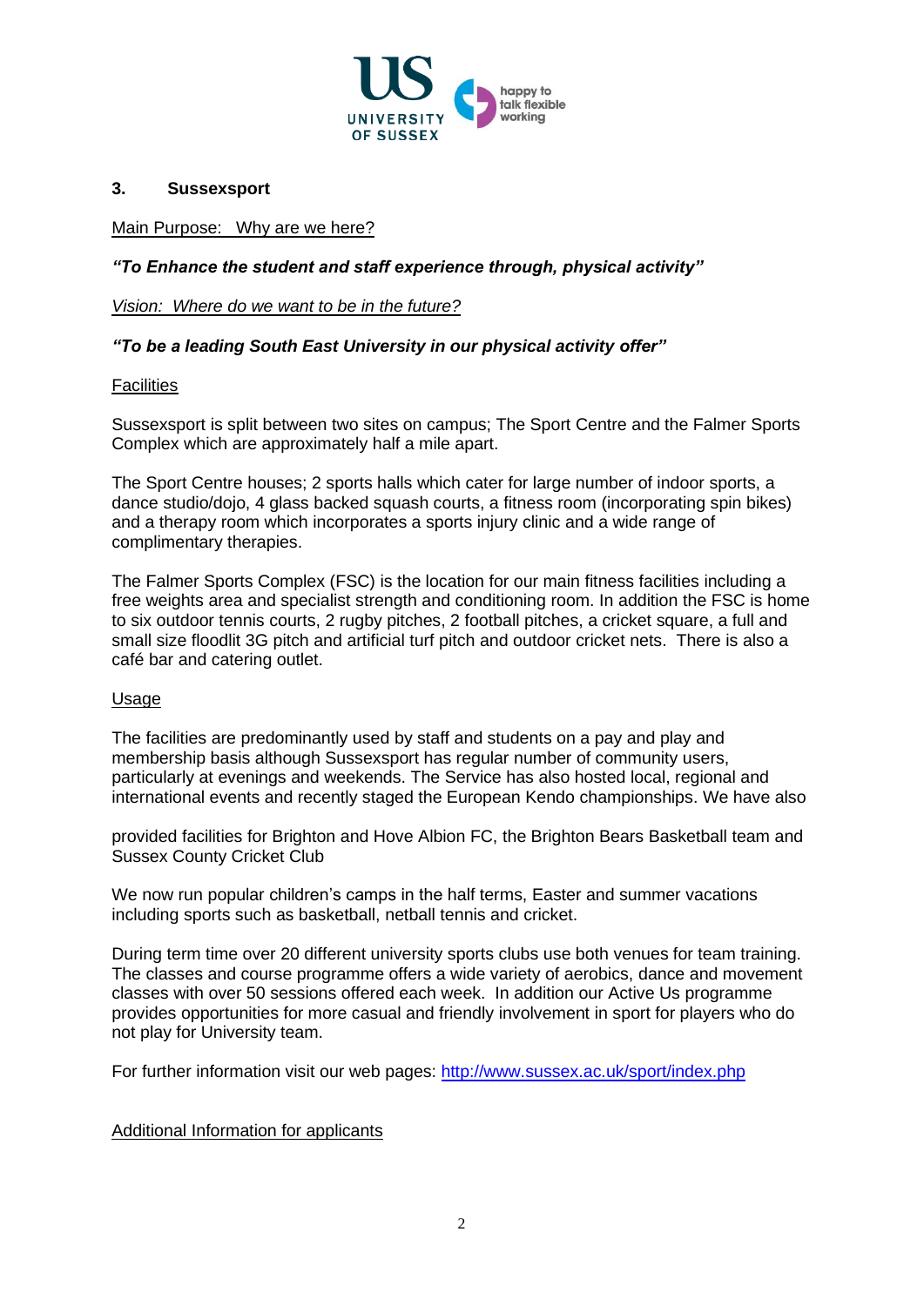## 3. Sussexsport

Main Purpose: Why are we here?

***"To Enhance the student and staff experience through, physical activity"***

*Vision: Where do we want to be in the future?*

***"To be a leading South East University in our physical activity offer"***

### Facilities

Sussexsport is split between two sites on campus; The Sport Centre and the Falmer Sports Complex which are approximately half a mile apart.

The Sport Centre houses; 2 sports halls which cater for large number of indoor sports, a dance studio/dojo, 4 glass backed squash courts, a fitness room (incorporating spin bikes) and a therapy room which incorporates a sports injury clinic and a wide range of complimentary therapies.

The Falmer Sports Complex (FSC) is the location for our main fitness facilities including a free weights area and specialist strength and conditioning room. In addition the FSC is home to six outdoor tennis courts, 2 rugby pitches, 2 football pitches, a cricket square, a full and small size floodlit 3G pitch and artificial turf pitch and outdoor cricket nets. There is also a café bar and catering outlet.

### Usage

The facilities are predominantly used by staff and students on a pay and play and membership basis although Sussexsport has regular number of community users, particularly at evenings and weekends. The Service has also hosted local, regional and international events and recently staged the European Kendo championships. We have also provided facilities for Brighton and Hove Albion FC, the Brighton Bears Basketball team and Sussex County Cricket Club

We now run popular children's camps in the half terms, Easter and summer vacations including sports such as basketball, netball tennis and cricket.

During term time over 20 different university sports clubs use both venues for team training. The classes and course programme offers a wide variety of aerobics, dance and movement classes with over 50 sessions offered each week. In addition our Active Us programme provides opportunities for more casual and friendly involvement in sport for players who do not play for University team.

For further information visit our web pages: [http://www.sussex.ac.uk/sport/index.php](http://www.sussex.ac.uk/sport/index.php)

### Additional Information for applicants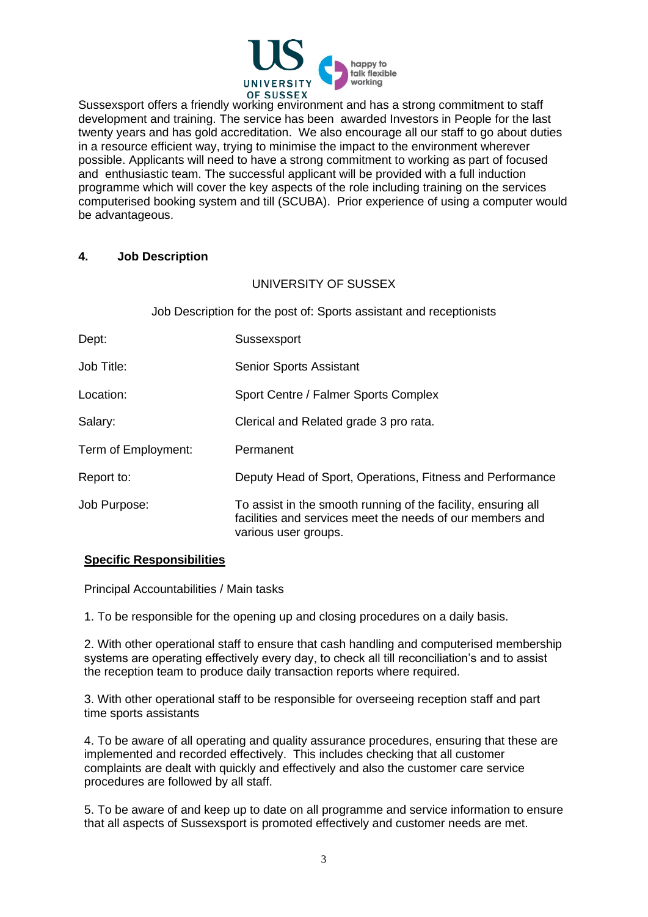Sussexsport offers a friendly working environment and has a strong commitment to staff development and training. The service has been awarded Investors in People for the last twenty years and has gold accreditation. We also encourage all our staff to go about duties in a resource efficient way, trying to minimise the impact to the environment wherever possible. Applicants will need to have a strong commitment to working as part of focused and enthusiastic team. The successful applicant will be provided with a full induction programme which will cover the key aspects of the role including training on the services computerised booking system and till (SCUBA). Prior experience of using a computer would be advantageous.

## 4. Job Description

UNIVERSITY OF SUSSEX

Job Description for the post of: Sports assistant and receptionists

| | |
|---|---|
| Dept: | Sussexsport |
| Job Title: | Senior Sports Assistant |
| Location: | Sport Centre / Falmer Sports Complex |
| Salary: | Clerical and Related grade 3 pro rata. |
| Term of Employment: | Permanent |
| Report to: | Deputy Head of Sport, Operations, Fitness and Performance |
| Job Purpose: | To assist in the smooth running of the facility, ensuring all facilities and services meet the needs of our members and various user groups. |

**Specific Responsibilities**

Principal Accountabilities / Main tasks

1. To be responsible for the opening up and closing procedures on a daily basis.

2. With other operational staff to ensure that cash handling and computerised membership systems are operating effectively every day, to check all till reconciliation's and to assist the reception team to produce daily transaction reports where required.

3. With other operational staff to be responsible for overseeing reception staff and part time sports assistants

4. To be aware of all operating and quality assurance procedures, ensuring that these are implemented and recorded effectively. This includes checking that all customer complaints are dealt with quickly and effectively and also the customer care service procedures are followed by all staff.

5. To be aware of and keep up to date on all programme and service information to ensure that all aspects of Sussexsport is promoted effectively and customer needs are met.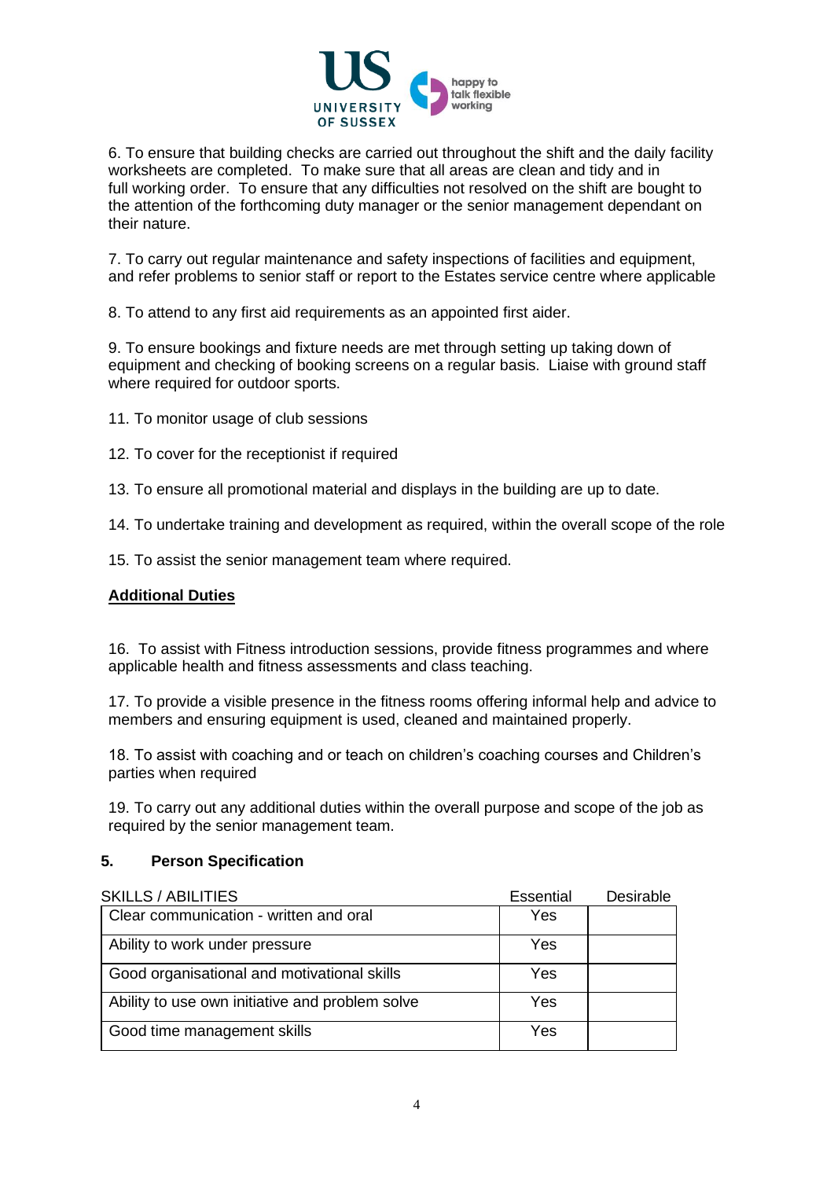6. To ensure that building checks are carried out throughout the shift and the daily facility worksheets are completed. To make sure that all areas are clean and tidy and in full working order. To ensure that any difficulties not resolved on the shift are bought to the attention of the forthcoming duty manager or the senior management dependant on their nature.

7. To carry out regular maintenance and safety inspections of facilities and equipment, and refer problems to senior staff or report to the Estates service centre where applicable

8. To attend to any first aid requirements as an appointed first aider.

9. To ensure bookings and fixture needs are met through setting up taking down of equipment and checking of booking screens on a regular basis. Liaise with ground staff where required for outdoor sports.

11. To monitor usage of club sessions

12. To cover for the receptionist if required

13. To ensure all promotional material and displays in the building are up to date.

14. To undertake training and development as required, within the overall scope of the role

15. To assist the senior management team where required.

**Additional Duties**

16. To assist with Fitness introduction sessions, provide fitness programmes and where applicable health and fitness assessments and class teaching.

17. To provide a visible presence in the fitness rooms offering informal help and advice to members and ensuring equipment is used, cleaned and maintained properly.

18. To assist with coaching and or teach on children's coaching courses and Children's parties when required

19. To carry out any additional duties within the overall purpose and scope of the job as required by the senior management team.

## 5. Person Specification

| SKILLS / ABILITIES | Essential | Desirable |
|---|---|---|
| Clear communication - written and oral | Yes | |
| Ability to work under pressure | Yes | |
| Good organisational and motivational skills | Yes | |
| Ability to use own initiative and problem solve | Yes | |
| Good time management skills | Yes | |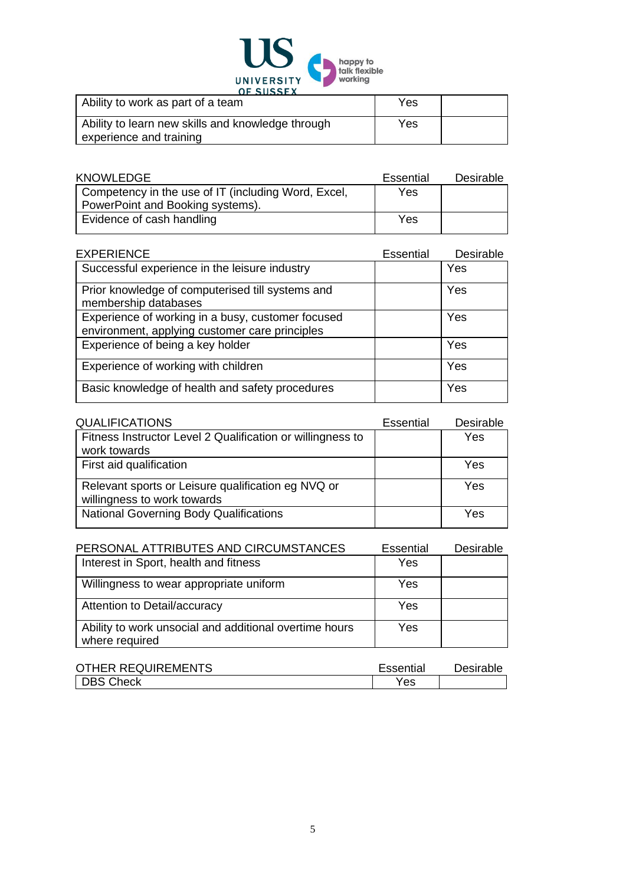| | | |
|---|---|---|
| Ability to work as part of a team | Yes | |
| Ability to learn new skills and knowledge through experience and training | Yes | |

| KNOWLEDGE | Essential | Desirable |
|---|---|---|
| Competency in the use of IT (including Word, Excel, PowerPoint and Booking systems). | Yes | |
| Evidence of cash handling | Yes | |

| EXPERIENCE | Essential | Desirable |
|---|---|---|
| Successful experience in the leisure industry | | Yes |
| Prior knowledge of computerised till systems and membership databases | | Yes |
| Experience of working in a busy, customer focused environment, applying customer care principles | | Yes |
| Experience of being a key holder | | Yes |
| Experience of working with children | | Yes |
| Basic knowledge of health and safety procedures | | Yes |

| QUALIFICATIONS | Essential | Desirable |
|---|---|---|
| Fitness Instructor Level 2 Qualification or willingness to work towards | | Yes |
| First aid qualification | | Yes |
| Relevant sports or Leisure qualification eg NVQ or willingness to work towards | | Yes |
| National Governing Body Qualifications | | Yes |

| PERSONAL ATTRIBUTES AND CIRCUMSTANCES | Essential | Desirable |
|---|---|---|
| Interest in Sport, health and fitness | Yes | |
| Willingness to wear appropriate uniform | Yes | |
| Attention to Detail/accuracy | Yes | |
| Ability to work unsocial and additional overtime hours where required | Yes | |

| OTHER REQUIREMENTS | Essential | Desirable |
|---|---|---|
| DBS Check | Yes | |